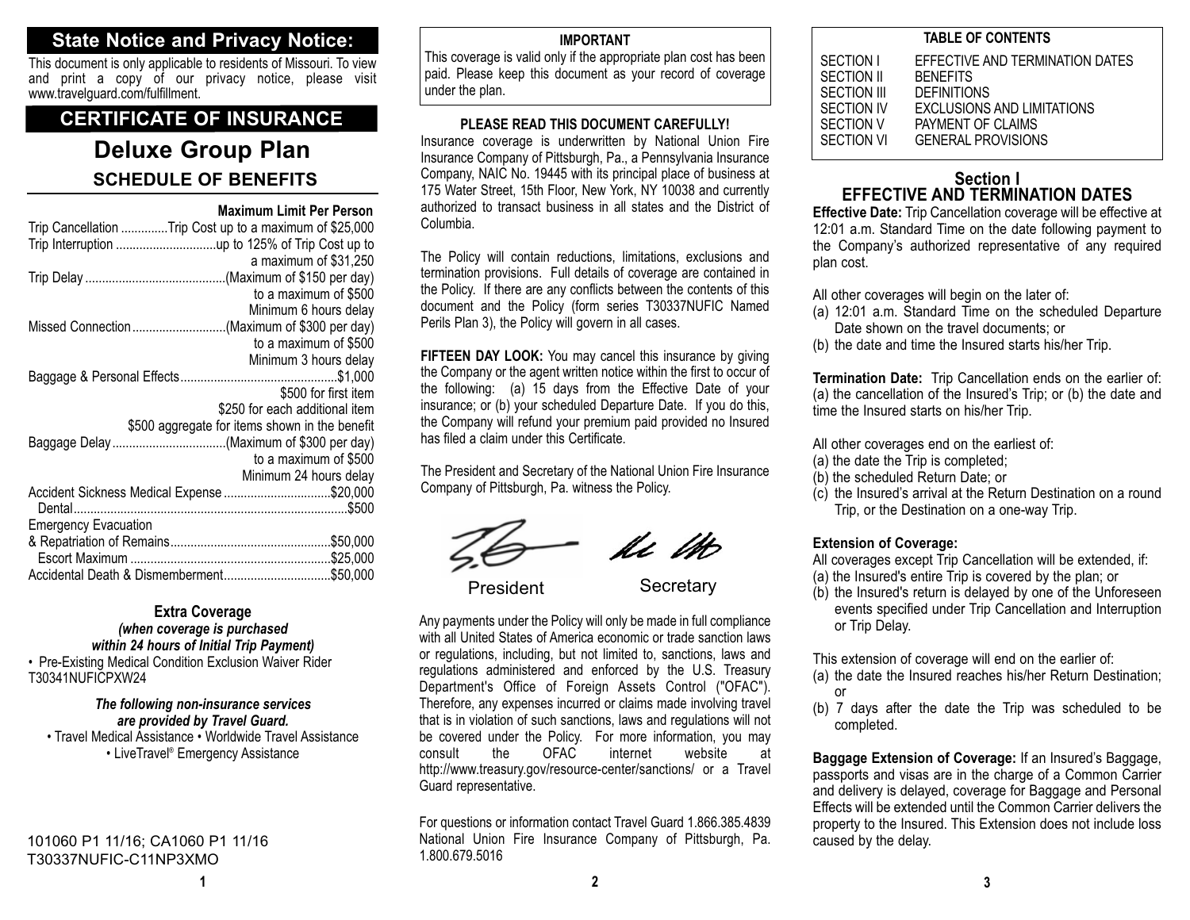## State Notice and Privacy Notice:

This document is only applicable to residents of Missouri. To view and print a copy of our privacy notice, please visit www.travelguard.com/fulfillment.

## CERTIFICATE OF INSURANCE

# Deluxe Group Plan

### SCHEDULE OF BENEFITS

| Benefit | Maximum Limit Per Person |
|---|---|
| Trip Cancellation | Trip Cost up to a maximum of $25,000 |
| Trip Interruption | up to 125% of Trip Cost up to a maximum of $31,250 |
| Trip Delay | (Maximum of $150 per day) to a maximum of $500<br>Minimum 6 hours delay |
| Missed Connection | (Maximum of $300 per day) to a maximum of $500<br>Minimum 3 hours delay |
| Baggage & Personal Effects | $1,000<br>$500 for first item<br>$250 for each additional item<br>$500 aggregate for items shown in the benefit |
| Baggage Delay | (Maximum of $300 per day) to a maximum of $500<br>Minimum 24 hours delay |
| Accident Sickness Medical Expense | $20,000 |
| Dental | $500 |
| Emergency Evacuation & Repatriation of Remains | $50,000 |
| Escort Maximum | $25,000 |
| Accidental Death & Dismemberment | $50,000 |

**Extra Coverage**
***(when coverage is purchased within 24 hours of Initial Trip Payment)***

- Pre-Existing Medical Condition Exclusion Waiver Rider T30341NUFICPXW24

***The following non-insurance services are provided by Travel Guard.***

• Travel Medical Assistance • Worldwide Travel Assistance • LiveTravel® Emergency Assistance

101060 P1 11/16; CA1060 P1 11/16
T30337NUFIC-C11NP3XMO

**IMPORTANT**

This coverage is valid only if the appropriate plan cost has been paid. Please keep this document as your record of coverage under the plan.

**PLEASE READ THIS DOCUMENT CAREFULLY!**

Insurance coverage is underwritten by National Union Fire Insurance Company of Pittsburgh, Pa., a Pennsylvania Insurance Company, NAIC No. 19445 with its principal place of business at 175 Water Street, 15th Floor, New York, NY 10038 and currently authorized to transact business in all states and the District of Columbia.

The Policy will contain reductions, limitations, exclusions and termination provisions. Full details of coverage are contained in the Policy. If there are any conflicts between the contents of this document and the Policy (form series T30337NUFIC Named Perils Plan 3), the Policy will govern in all cases.

**FIFTEEN DAY LOOK:** You may cancel this insurance by giving the Company or the agent written notice within the first to occur of the following: (a) 15 days from the Effective Date of your insurance; or (b) your scheduled Departure Date. If you do this, the Company will refund your premium paid provided no Insured has filed a claim under this Certificate.

The President and Secretary of the National Union Fire Insurance Company of Pittsburgh, Pa. witness the Policy.

President Secretary

Any payments under the Policy will only be made in full compliance with all United States of America economic or trade sanction laws or regulations, including, but not limited to, sanctions, laws and regulations administered and enforced by the U.S. Treasury Department's Office of Foreign Assets Control ("OFAC"). Therefore, any expenses incurred or claims made involving travel that is in violation of such sanctions, laws and regulations will not be covered under the Policy. For more information, you may consult the OFAC internet website at http://www.treasury.gov/resource-center/sanctions/ or a Travel Guard representative.

For questions or information contact Travel Guard 1.866.385.4839
National Union Fire Insurance Company of Pittsburgh, Pa. 1.800.679.5016

**TABLE OF CONTENTS**

| | |
|---|---|
| SECTION I | EFFECTIVE AND TERMINATION DATES |
| SECTION II | BENEFITS |
| SECTION III | DEFINITIONS |
| SECTION IV | EXCLUSIONS AND LIMITATIONS |
| SECTION V | PAYMENT OF CLAIMS |
| SECTION VI | GENERAL PROVISIONS |

## Section I
## EFFECTIVE AND TERMINATION DATES

**Effective Date:** Trip Cancellation coverage will be effective at 12:01 a.m. Standard Time on the date following payment to the Company's authorized representative of any required plan cost.

All other coverages will begin on the later of:
(a) 12:01 a.m. Standard Time on the scheduled Departure Date shown on the travel documents; or
(b) the date and time the Insured starts his/her Trip.

**Termination Date:** Trip Cancellation ends on the earlier of: (a) the cancellation of the Insured's Trip; or (b) the date and time the Insured starts on his/her Trip.

All other coverages end on the earliest of:
(a) the date the Trip is completed;
(b) the scheduled Return Date; or
(c) the Insured's arrival at the Return Destination on a round Trip, or the Destination on a one-way Trip.

**Extension of Coverage:**
All coverages except Trip Cancellation will be extended, if:
(a) the Insured's entire Trip is covered by the plan; or
(b) the Insured's return is delayed by one of the Unforeseen events specified under Trip Cancellation and Interruption or Trip Delay.

This extension of coverage will end on the earlier of:
(a) the date the Insured reaches his/her Return Destination; or
(b) 7 days after the date the Trip was scheduled to be completed.

**Baggage Extension of Coverage:** If an Insured's Baggage, passports and visas are in the charge of a Common Carrier and delivery is delayed, coverage for Baggage and Personal Effects will be extended until the Common Carrier delivers the property to the Insured. This Extension does not include loss caused by the delay.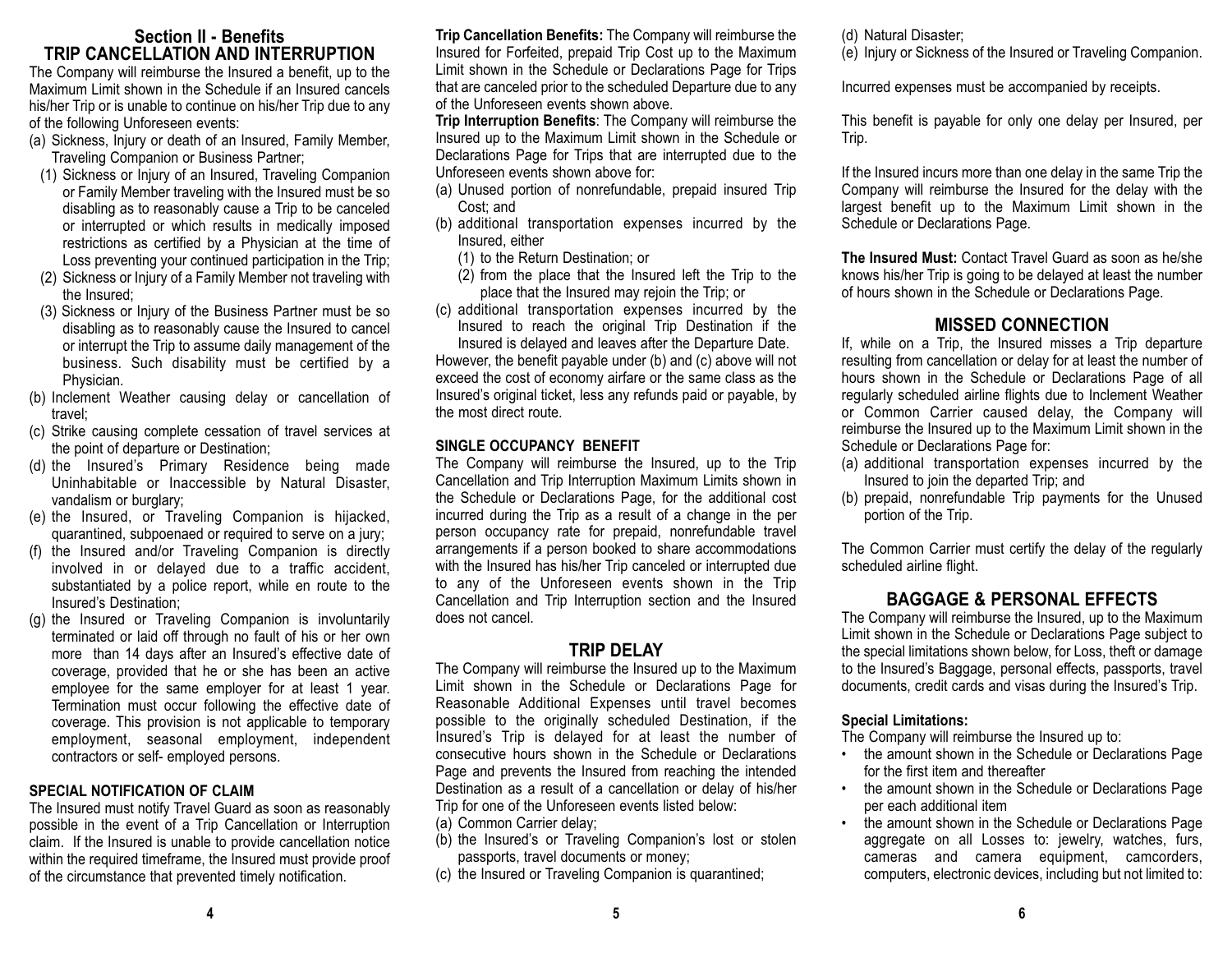## Section II - Benefits

## TRIP CANCELLATION AND INTERRUPTION

The Company will reimburse the Insured a benefit, up to the Maximum Limit shown in the Schedule if an Insured cancels his/her Trip or is unable to continue on his/her Trip due to any of the following Unforeseen events:

(a) Sickness, Injury or death of an Insured, Family Member, Traveling Companion or Business Partner;
   (1) Sickness or Injury of an Insured, Traveling Companion or Family Member traveling with the Insured must be so disabling as to reasonably cause a Trip to be canceled or interrupted or which results in medically imposed restrictions as certified by a Physician at the time of Loss preventing your continued participation in the Trip;
   (2) Sickness or Injury of a Family Member not traveling with the Insured;
   (3) Sickness or Injury of the Business Partner must be so disabling as to reasonably cause the Insured to cancel or interrupt the Trip to assume daily management of the business. Such disability must be certified by a Physician.

(b) Inclement Weather causing delay or cancellation of travel;

(c) Strike causing complete cessation of travel services at the point of departure or Destination;

(d) the Insured's Primary Residence being made Uninhabitable or Inaccessible by Natural Disaster, vandalism or burglary;

(e) the Insured, or Traveling Companion is hijacked, quarantined, subpoenaed or required to serve on a jury;

(f) the Insured and/or Traveling Companion is directly involved in or delayed due to a traffic accident, substantiated by a police report, while en route to the Insured's Destination;

(g) the Insured or Traveling Companion is involuntarily terminated or laid off through no fault of his or her own more than 14 days after an Insured's effective date of coverage, provided that he or she has been an active employee for the same employer for at least 1 year. Termination must occur following the effective date of coverage. This provision is not applicable to temporary employment, seasonal employment, independent contractors or self- employed persons.

### SPECIAL NOTIFICATION OF CLAIM

The Insured must notify Travel Guard as soon as reasonably possible in the event of a Trip Cancellation or Interruption claim. If the Insured is unable to provide cancellation notice within the required timeframe, the Insured must provide proof of the circumstance that prevented timely notification.

**Trip Cancellation Benefits:** The Company will reimburse the Insured for Forfeited, prepaid Trip Cost up to the Maximum Limit shown in the Schedule or Declarations Page for Trips that are canceled prior to the scheduled Departure due to any of the Unforeseen events shown above.

**Trip Interruption Benefits**: The Company will reimburse the Insured up to the Maximum Limit shown in the Schedule or Declarations Page for Trips that are interrupted due to the Unforeseen events shown above for:

(a) Unused portion of nonrefundable, prepaid insured Trip Cost; and

(b) additional transportation expenses incurred by the Insured, either
   (1) to the Return Destination; or
   (2) from the place that the Insured left the Trip to the place that the Insured may rejoin the Trip; or

(c) additional transportation expenses incurred by the Insured to reach the original Trip Destination if the Insured is delayed and leaves after the Departure Date.

However, the benefit payable under (b) and (c) above will not exceed the cost of economy airfare or the same class as the Insured's original ticket, less any refunds paid or payable, by the most direct route.

### SINGLE OCCUPANCY BENEFIT

The Company will reimburse the Insured, up to the Trip Cancellation and Trip Interruption Maximum Limits shown in the Schedule or Declarations Page, for the additional cost incurred during the Trip as a result of a change in the per person occupancy rate for prepaid, nonrefundable travel arrangements if a person booked to share accommodations with the Insured has his/her Trip canceled or interrupted due to any of the Unforeseen events shown in the Trip Cancellation and Trip Interruption section and the Insured does not cancel.

## TRIP DELAY

The Company will reimburse the Insured up to the Maximum Limit shown in the Schedule or Declarations Page for Reasonable Additional Expenses until travel becomes possible to the originally scheduled Destination, if the Insured's Trip is delayed for at least the number of consecutive hours shown in the Schedule or Declarations Page and prevents the Insured from reaching the intended Destination as a result of a cancellation or delay of his/her Trip for one of the Unforeseen events listed below:

(a) Common Carrier delay;

(b) the Insured's or Traveling Companion's lost or stolen passports, travel documents or money;

(c) the Insured or Traveling Companion is quarantined;

(d) Natural Disaster;

(e) Injury or Sickness of the Insured or Traveling Companion.

Incurred expenses must be accompanied by receipts.

This benefit is payable for only one delay per Insured, per Trip.

If the Insured incurs more than one delay in the same Trip the Company will reimburse the Insured for the delay with the largest benefit up to the Maximum Limit shown in the Schedule or Declarations Page.

**The Insured Must:** Contact Travel Guard as soon as he/she knows his/her Trip is going to be delayed at least the number of hours shown in the Schedule or Declarations Page.

## MISSED CONNECTION

If, while on a Trip, the Insured misses a Trip departure resulting from cancellation or delay for at least the number of hours shown in the Schedule or Declarations Page of all regularly scheduled airline flights due to Inclement Weather or Common Carrier caused delay, the Company will reimburse the Insured up to the Maximum Limit shown in the Schedule or Declarations Page for:

(a) additional transportation expenses incurred by the Insured to join the departed Trip; and

(b) prepaid, nonrefundable Trip payments for the Unused portion of the Trip.

The Common Carrier must certify the delay of the regularly scheduled airline flight.

## BAGGAGE & PERSONAL EFFECTS

The Company will reimburse the Insured, up to the Maximum Limit shown in the Schedule or Declarations Page subject to the special limitations shown below, for Loss, theft or damage to the Insured's Baggage, personal effects, passports, travel documents, credit cards and visas during the Insured's Trip.

**Special Limitations:**

The Company will reimburse the Insured up to:

- the amount shown in the Schedule or Declarations Page for the first item and thereafter
- the amount shown in the Schedule or Declarations Page per each additional item
- the amount shown in the Schedule or Declarations Page aggregate on all Losses to: jewelry, watches, furs, cameras and camera equipment, camcorders, computers, electronic devices, including but not limited to: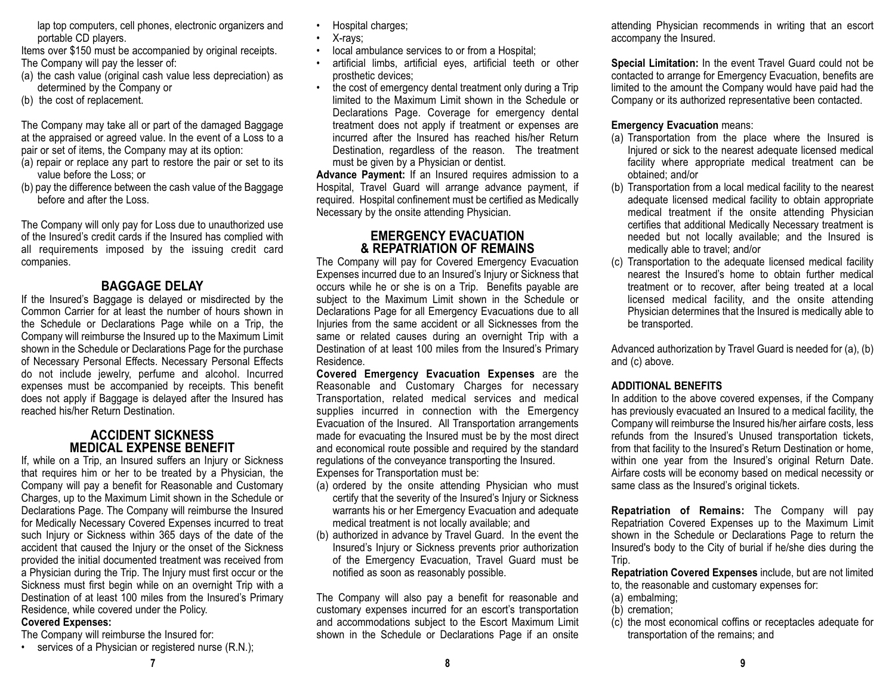lap top computers, cell phones, electronic organizers and portable CD players.

Items over $150 must be accompanied by original receipts.

The Company will pay the lesser of:

(a) the cash value (original cash value less depreciation) as determined by the Company or
(b) the cost of replacement.

The Company may take all or part of the damaged Baggage at the appraised or agreed value. In the event of a Loss to a pair or set of items, the Company may at its option:

(a) repair or replace any part to restore the pair or set to its value before the Loss; or
(b) pay the difference between the cash value of the Baggage before and after the Loss.

The Company will only pay for Loss due to unauthorized use of the Insured's credit cards if the Insured has complied with all requirements imposed by the issuing credit card companies.

## BAGGAGE DELAY

If the Insured's Baggage is delayed or misdirected by the Common Carrier for at least the number of hours shown in the Schedule or Declarations Page while on a Trip, the Company will reimburse the Insured up to the Maximum Limit shown in the Schedule or Declarations Page for the purchase of Necessary Personal Effects. Necessary Personal Effects do not include jewelry, perfume and alcohol. Incurred expenses must be accompanied by receipts. This benefit does not apply if Baggage is delayed after the Insured has reached his/her Return Destination.

## ACCIDENT SICKNESS MEDICAL EXPENSE BENEFIT

If, while on a Trip, an Insured suffers an Injury or Sickness that requires him or her to be treated by a Physician, the Company will pay a benefit for Reasonable and Customary Charges, up to the Maximum Limit shown in the Schedule or Declarations Page. The Company will reimburse the Insured for Medically Necessary Covered Expenses incurred to treat such Injury or Sickness within 365 days of the date of the accident that caused the Injury or the onset of the Sickness provided the initial documented treatment was received from a Physician during the Trip. The Injury must first occur or the Sickness must first begin while on an overnight Trip with a Destination of at least 100 miles from the Insured's Primary Residence, while covered under the Policy.

**Covered Expenses:**

The Company will reimburse the Insured for:

- services of a Physician or registered nurse (R.N.);
- Hospital charges;
- X-rays;
- local ambulance services to or from a Hospital;
- artificial limbs, artificial eyes, artificial teeth or other prosthetic devices;
- the cost of emergency dental treatment only during a Trip limited to the Maximum Limit shown in the Schedule or Declarations Page. Coverage for emergency dental treatment does not apply if treatment or expenses are incurred after the Insured has reached his/her Return Destination, regardless of the reason. The treatment must be given by a Physician or dentist.

**Advance Payment:** If an Insured requires admission to a Hospital, Travel Guard will arrange advance payment, if required. Hospital confinement must be certified as Medically Necessary by the onsite attending Physician.

## EMERGENCY EVACUATION & REPATRIATION OF REMAINS

The Company will pay for Covered Emergency Evacuation Expenses incurred due to an Insured's Injury or Sickness that occurs while he or she is on a Trip. Benefits payable are subject to the Maximum Limit shown in the Schedule or Declarations Page for all Emergency Evacuations due to all Injuries from the same accident or all Sicknesses from the same or related causes during an overnight Trip with a Destination of at least 100 miles from the Insured's Primary Residence.

**Covered Emergency Evacuation Expenses** are the Reasonable and Customary Charges for necessary Transportation, related medical services and medical supplies incurred in connection with the Emergency Evacuation of the Insured. All Transportation arrangements made for evacuating the Insured must be by the most direct and economical route possible and required by the standard regulations of the conveyance transporting the Insured.

Expenses for Transportation must be:

(a) ordered by the onsite attending Physician who must certify that the severity of the Insured's Injury or Sickness warrants his or her Emergency Evacuation and adequate medical treatment is not locally available; and
(b) authorized in advance by Travel Guard. In the event the Insured's Injury or Sickness prevents prior authorization of the Emergency Evacuation, Travel Guard must be notified as soon as reasonably possible.

The Company will also pay a benefit for reasonable and customary expenses incurred for an escort's transportation and accommodations subject to the Escort Maximum Limit shown in the Schedule or Declarations Page if an onsite attending Physician recommends in writing that an escort accompany the Insured.

**Special Limitation:** In the event Travel Guard could not be contacted to arrange for Emergency Evacuation, benefits are limited to the amount the Company would have paid had the Company or its authorized representative been contacted.

**Emergency Evacuation** means:

(a) Transportation from the place where the Insured is Injured or sick to the nearest adequate licensed medical facility where appropriate medical treatment can be obtained; and/or
(b) Transportation from a local medical facility to the nearest adequate licensed medical facility to obtain appropriate medical treatment if the onsite attending Physician certifies that additional Medically Necessary treatment is needed but not locally available; and the Insured is medically able to travel; and/or
(c) Transportation to the adequate licensed medical facility nearest the Insured's home to obtain further medical treatment or to recover, after being treated at a local licensed medical facility, and the onsite attending Physician determines that the Insured is medically able to be transported.

Advanced authorization by Travel Guard is needed for (a), (b) and (c) above.

**ADDITIONAL BENEFITS**

In addition to the above covered expenses, if the Company has previously evacuated an Insured to a medical facility, the Company will reimburse the Insured his/her airfare costs, less refunds from the Insured's Unused transportation tickets, from that facility to the Insured's Return Destination or home, within one year from the Insured's original Return Date. Airfare costs will be economy based on medical necessity or same class as the Insured's original tickets.

**Repatriation of Remains:** The Company will pay Repatriation Covered Expenses up to the Maximum Limit shown in the Schedule or Declarations Page to return the Insured's body to the City of burial if he/she dies during the Trip.

**Repatriation Covered Expenses** include, but are not limited to, the reasonable and customary expenses for:

(a) embalming;
(b) cremation;
(c) the most economical coffins or receptacles adequate for transportation of the remains; and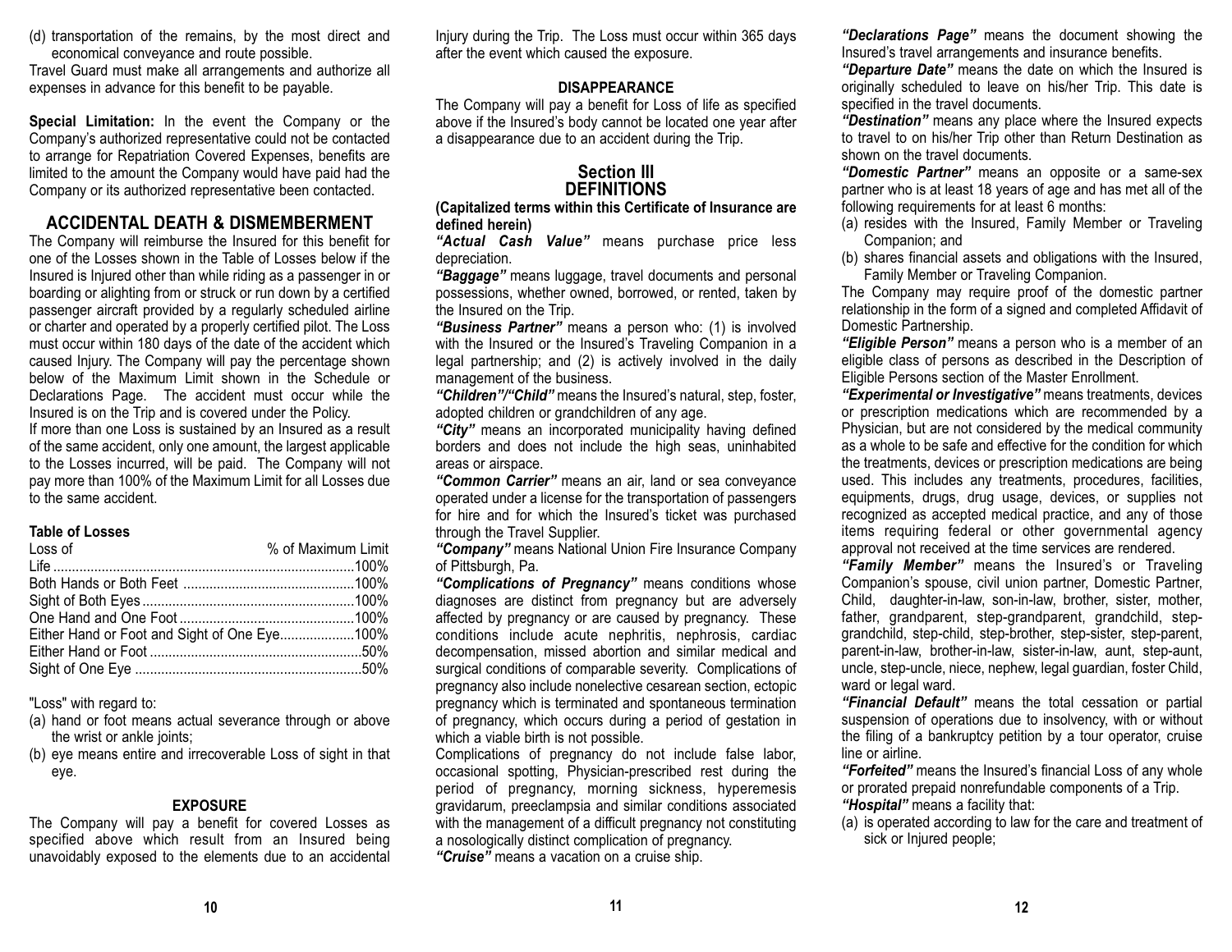(d) transportation of the remains, by the most direct and economical conveyance and route possible.

Travel Guard must make all arrangements and authorize all expenses in advance for this benefit to be payable.

**Special Limitation:** In the event the Company or the Company's authorized representative could not be contacted to arrange for Repatriation Covered Expenses, benefits are limited to the amount the Company would have paid had the Company or its authorized representative been contacted.

## ACCIDENTAL DEATH & DISMEMBERMENT

The Company will reimburse the Insured for this benefit for one of the Losses shown in the Table of Losses below if the Insured is Injured other than while riding as a passenger in or boarding or alighting from or struck or run down by a certified passenger aircraft provided by a regularly scheduled airline or charter and operated by a properly certified pilot. The Loss must occur within 180 days of the date of the accident which caused Injury. The Company will pay the percentage shown below of the Maximum Limit shown in the Schedule or Declarations Page. The accident must occur while the Insured is on the Trip and is covered under the Policy.

If more than one Loss is sustained by an Insured as a result of the same accident, only one amount, the largest applicable to the Losses incurred, will be paid. The Company will not pay more than 100% of the Maximum Limit for all Losses due to the same accident.

**Table of Losses**

| Loss of | % of Maximum Limit |
|---|---|
| Life | 100% |
| Both Hands or Both Feet | 100% |
| Sight of Both Eyes | 100% |
| One Hand and One Foot | 100% |
| Either Hand or Foot and Sight of One Eye | 100% |
| Either Hand or Foot | 50% |
| Sight of One Eye | 50% |

"Loss" with regard to:

(a) hand or foot means actual severance through or above the wrist or ankle joints;

(b) eye means entire and irrecoverable Loss of sight in that eye.

### EXPOSURE

The Company will pay a benefit for covered Losses as specified above which result from an Insured being unavoidably exposed to the elements due to an accidental Injury during the Trip. The Loss must occur within 365 days after the event which caused the exposure.

### DISAPPEARANCE

The Company will pay a benefit for Loss of life as specified above if the Insured's body cannot be located one year after a disappearance due to an accident during the Trip.

## Section III
## DEFINITIONS

**(Capitalized terms within this Certificate of Insurance are defined herein)**

***"Actual Cash Value"*** means purchase price less depreciation.

***"Baggage"*** means luggage, travel documents and personal possessions, whether owned, borrowed, or rented, taken by the Insured on the Trip.

***"Business Partner"*** means a person who: (1) is involved with the Insured or the Insured's Traveling Companion in a legal partnership; and (2) is actively involved in the daily management of the business.

***"Children"/"Child"*** means the Insured's natural, step, foster, adopted children or grandchildren of any age.

***"City"*** means an incorporated municipality having defined borders and does not include the high seas, uninhabited areas or airspace.

***"Common Carrier"*** means an air, land or sea conveyance operated under a license for the transportation of passengers for hire and for which the Insured's ticket was purchased through the Travel Supplier.

***"Company"*** means National Union Fire Insurance Company of Pittsburgh, Pa.

***"Complications of Pregnancy"*** means conditions whose diagnoses are distinct from pregnancy but are adversely affected by pregnancy or are caused by pregnancy. These conditions include acute nephritis, nephrosis, cardiac decompensation, missed abortion and similar medical and surgical conditions of comparable severity. Complications of pregnancy also include nonelective cesarean section, ectopic pregnancy which is terminated and spontaneous termination of pregnancy, which occurs during a period of gestation in which a viable birth is not possible.

Complications of pregnancy do not include false labor, occasional spotting, Physician-prescribed rest during the period of pregnancy, morning sickness, hyperemesis gravidarum, preeclampsia and similar conditions associated with the management of a difficult pregnancy not constituting a nosologically distinct complication of pregnancy.

***"Cruise"*** means a vacation on a cruise ship.

***"Declarations Page"*** means the document showing the Insured's travel arrangements and insurance benefits.

***"Departure Date"*** means the date on which the Insured is originally scheduled to leave on his/her Trip. This date is specified in the travel documents.

***"Destination"*** means any place where the Insured expects to travel to on his/her Trip other than Return Destination as shown on the travel documents.

***"Domestic Partner"*** means an opposite or a same-sex partner who is at least 18 years of age and has met all of the following requirements for at least 6 months:

(a) resides with the Insured, Family Member or Traveling Companion; and

(b) shares financial assets and obligations with the Insured, Family Member or Traveling Companion.

The Company may require proof of the domestic partner relationship in the form of a signed and completed Affidavit of Domestic Partnership.

***"Eligible Person"*** means a person who is a member of an eligible class of persons as described in the Description of Eligible Persons section of the Master Enrollment.

***"Experimental or Investigative"*** means treatments, devices or prescription medications which are recommended by a Physician, but are not considered by the medical community as a whole to be safe and effective for the condition for which the treatments, devices or prescription medications are being used. This includes any treatments, procedures, facilities, equipments, drugs, drug usage, devices, or supplies not recognized as accepted medical practice, and any of those items requiring federal or other governmental agency approval not received at the time services are rendered.

***"Family Member"*** means the Insured's or Traveling Companion's spouse, civil union partner, Domestic Partner, Child, daughter-in-law, son-in-law, brother, sister, mother, father, grandparent, step-grandparent, grandchild, step-grandchild, step-child, step-brother, step-sister, step-parent, parent-in-law, brother-in-law, sister-in-law, aunt, step-aunt, uncle, step-uncle, niece, nephew, legal guardian, foster Child, ward or legal ward.

***"Financial Default"*** means the total cessation or partial suspension of operations due to insolvency, with or without the filing of a bankruptcy petition by a tour operator, cruise line or airline.

***"Forfeited"*** means the Insured's financial Loss of any whole or prorated prepaid nonrefundable components of a Trip.

***"Hospital"*** means a facility that:

(a) is operated according to law for the care and treatment of sick or Injured people;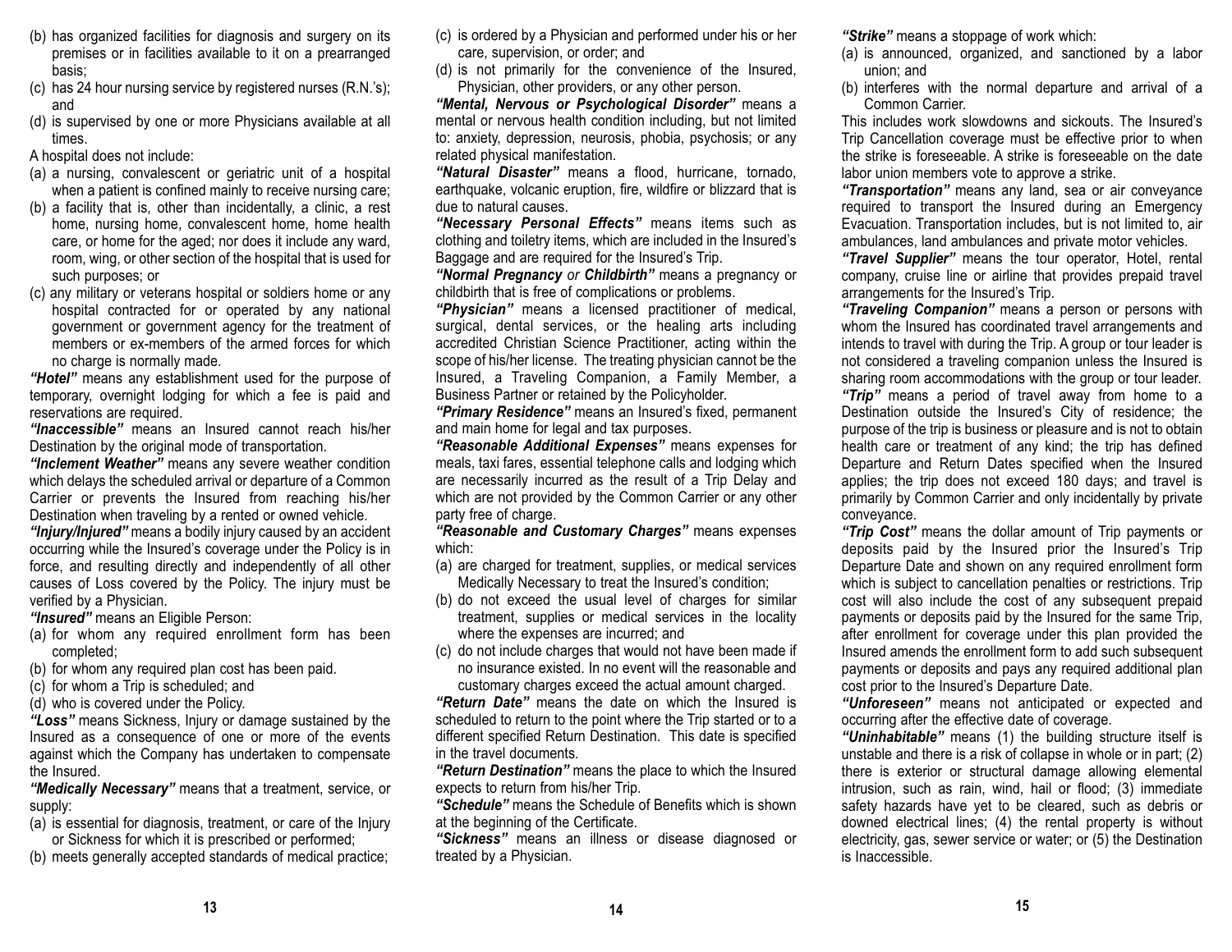(b) has organized facilities for diagnosis and surgery on its premises or in facilities available to it on a prearranged basis;
(c) has 24 hour nursing service by registered nurses (R.N.'s); and
(d) is supervised by one or more Physicians available at all times.

A hospital does not include:
(a) a nursing, convalescent or geriatric unit of a hospital when a patient is confined mainly to receive nursing care;
(b) a facility that is, other than incidentally, a clinic, a rest home, nursing home, convalescent home, home health care, or home for the aged; nor does it include any ward, room, wing, or other section of the hospital that is used for such purposes; or
(c) any military or veterans hospital or soldiers home or any hospital contracted for or operated by any national government or government agency for the treatment of members or ex-members of the armed forces for which no charge is normally made.

***"Hotel"*** means any establishment used for the purpose of temporary, overnight lodging for which a fee is paid and reservations are required.

***"Inaccessible"*** means an Insured cannot reach his/her Destination by the original mode of transportation.

***"Inclement Weather"*** means any severe weather condition which delays the scheduled arrival or departure of a Common Carrier or prevents the Insured from reaching his/her Destination when traveling by a rented or owned vehicle.

***"Injury/Injured"*** means a bodily injury caused by an accident occurring while the Insured's coverage under the Policy is in force, and resulting directly and independently of all other causes of Loss covered by the Policy. The injury must be verified by a Physician.

***"Insured"*** means an Eligible Person:
(a) for whom any required enrollment form has been completed;
(b) for whom any required plan cost has been paid.
(c) for whom a Trip is scheduled; and
(d) who is covered under the Policy.

***"Loss"*** means Sickness, Injury or damage sustained by the Insured as a consequence of one or more of the events against which the Company has undertaken to compensate the Insured.

***"Medically Necessary"*** means that a treatment, service, or supply:
(a) is essential for diagnosis, treatment, or care of the Injury or Sickness for which it is prescribed or performed;
(b) meets generally accepted standards of medical practice;
(c) is ordered by a Physician and performed under his or her care, supervision, or order; and
(d) is not primarily for the convenience of the Insured, Physician, other providers, or any other person.

***"Mental, Nervous or Psychological Disorder"*** means a mental or nervous health condition including, but not limited to: anxiety, depression, neurosis, phobia, psychosis; or any related physical manifestation.

***"Natural Disaster"*** means a flood, hurricane, tornado, earthquake, volcanic eruption, fire, wildfire or blizzard that is due to natural causes.

***"Necessary Personal Effects"*** means items such as clothing and toiletry items, which are included in the Insured's Baggage and are required for the Insured's Trip.

***"Normal Pregnancy or Childbirth"*** means a pregnancy or childbirth that is free of complications or problems.

***"Physician"*** means a licensed practitioner of medical, surgical, dental services, or the healing arts including accredited Christian Science Practitioner, acting within the scope of his/her license. The treating physician cannot be the Insured, a Traveling Companion, a Family Member, a Business Partner or retained by the Policyholder.

***"Primary Residence"*** means an Insured's fixed, permanent and main home for legal and tax purposes.

***"Reasonable Additional Expenses"*** means expenses for meals, taxi fares, essential telephone calls and lodging which are necessarily incurred as the result of a Trip Delay and which are not provided by the Common Carrier or any other party free of charge.

***"Reasonable and Customary Charges"*** means expenses which:
(a) are charged for treatment, supplies, or medical services Medically Necessary to treat the Insured's condition;
(b) do not exceed the usual level of charges for similar treatment, supplies or medical services in the locality where the expenses are incurred; and
(c) do not include charges that would not have been made if no insurance existed. In no event will the reasonable and customary charges exceed the actual amount charged.

***"Return Date"*** means the date on which the Insured is scheduled to return to the point where the Trip started or to a different specified Return Destination. This date is specified in the travel documents.

***"Return Destination"*** means the place to which the Insured expects to return from his/her Trip.

***"Schedule"*** means the Schedule of Benefits which is shown at the beginning of the Certificate.

***"Sickness"*** means an illness or disease diagnosed or treated by a Physician.

***"Strike"*** means a stoppage of work which:
(a) is announced, organized, and sanctioned by a labor union; and
(b) interferes with the normal departure and arrival of a Common Carrier.

This includes work slowdowns and sickouts. The Insured's Trip Cancellation coverage must be effective prior to when the strike is foreseeable. A strike is foreseeable on the date labor union members vote to approve a strike.

***"Transportation"*** means any land, sea or air conveyance required to transport the Insured during an Emergency Evacuation. Transportation includes, but is not limited to, air ambulances, land ambulances and private motor vehicles.

***"Travel Supplier"*** means the tour operator, Hotel, rental company, cruise line or airline that provides prepaid travel arrangements for the Insured's Trip.

***"Traveling Companion"*** means a person or persons with whom the Insured has coordinated travel arrangements and intends to travel with during the Trip. A group or tour leader is not considered a traveling companion unless the Insured is sharing room accommodations with the group or tour leader.

***"Trip"*** means a period of travel away from home to a Destination outside the Insured's City of residence; the purpose of the trip is business or pleasure and is not to obtain health care or treatment of any kind; the trip has defined Departure and Return Dates specified when the Insured applies; the trip does not exceed 180 days; and travel is primarily by Common Carrier and only incidentally by private conveyance.

***"Trip Cost"*** means the dollar amount of Trip payments or deposits paid by the Insured prior the Insured's Trip Departure Date and shown on any required enrollment form which is subject to cancellation penalties or restrictions. Trip cost will also include the cost of any subsequent prepaid payments or deposits paid by the Insured for the same Trip, after enrollment for coverage under this plan provided the Insured amends the enrollment form to add such subsequent payments or deposits and pays any required additional plan cost prior to the Insured's Departure Date.

***"Unforeseen"*** means not anticipated or expected and occurring after the effective date of coverage.

***"Uninhabitable"*** means (1) the building structure itself is unstable and there is a risk of collapse in whole or in part; (2) there is exterior or structural damage allowing elemental intrusion, such as rain, wind, hail or flood; (3) immediate safety hazards have yet to be cleared, such as debris or downed electrical lines; (4) the rental property is without electricity, gas, sewer service or water; or (5) the Destination is Inaccessible.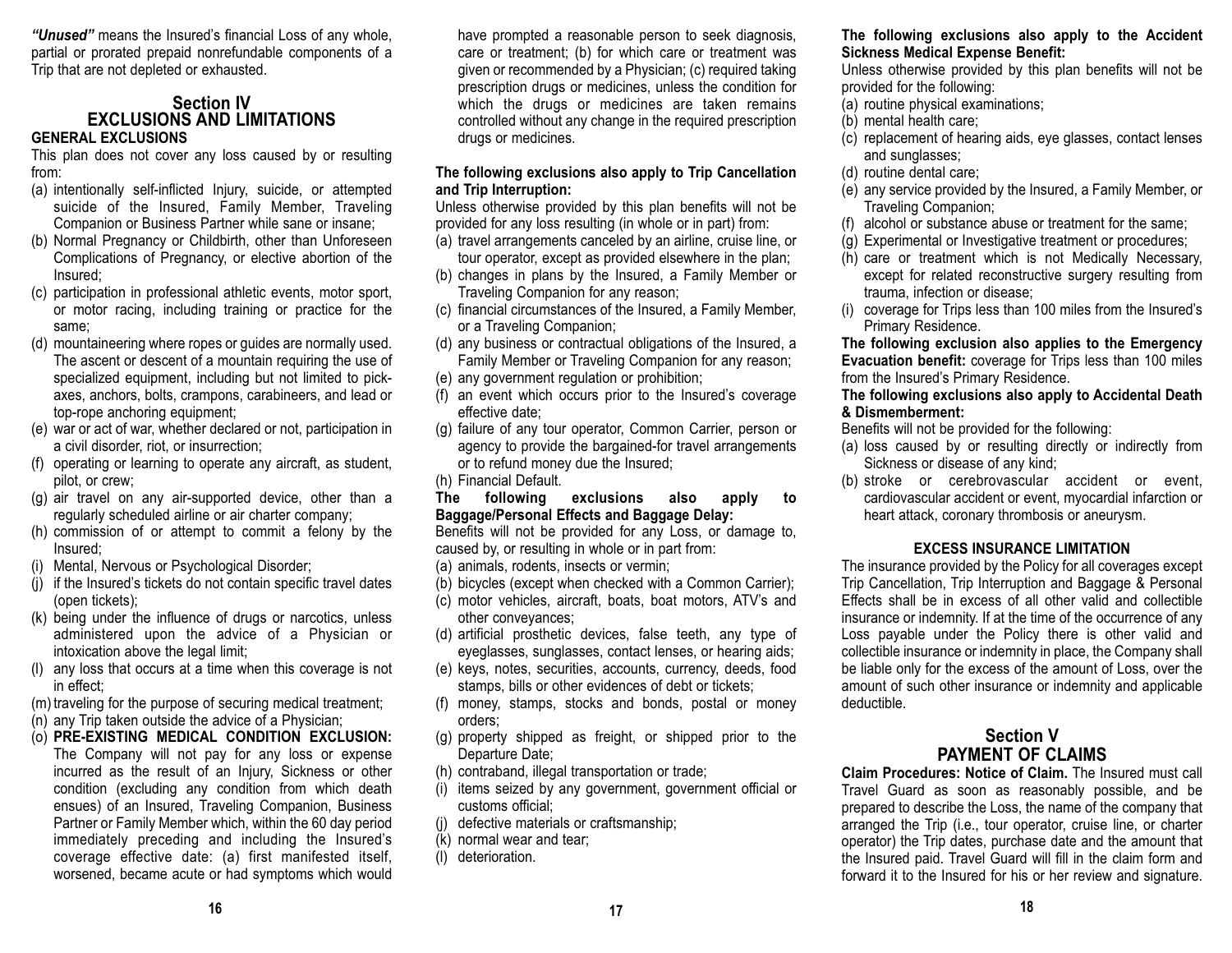***"Unused"*** means the Insured's financial Loss of any whole, partial or prorated prepaid nonrefundable components of a Trip that are not depleted or exhausted.

## Section IV
## EXCLUSIONS AND LIMITATIONS

**GENERAL EXCLUSIONS**

This plan does not cover any loss caused by or resulting from:

(a) intentionally self-inflicted Injury, suicide, or attempted suicide of the Insured, Family Member, Traveling Companion or Business Partner while sane or insane;
(b) Normal Pregnancy or Childbirth, other than Unforeseen Complications of Pregnancy, or elective abortion of the Insured;
(c) participation in professional athletic events, motor sport, or motor racing, including training or practice for the same;
(d) mountaineering where ropes or guides are normally used. The ascent or descent of a mountain requiring the use of specialized equipment, including but not limited to pick-axes, anchors, bolts, crampons, carabineers, and lead or top-rope anchoring equipment;
(e) war or act of war, whether declared or not, participation in a civil disorder, riot, or insurrection;
(f) operating or learning to operate any aircraft, as student, pilot, or crew;
(g) air travel on any air-supported device, other than a regularly scheduled airline or air charter company;
(h) commission of or attempt to commit a felony by the Insured;
(i) Mental, Nervous or Psychological Disorder;
(j) if the Insured's tickets do not contain specific travel dates (open tickets);
(k) being under the influence of drugs or narcotics, unless administered upon the advice of a Physician or intoxication above the legal limit;
(l) any loss that occurs at a time when this coverage is not in effect;
(m) traveling for the purpose of securing medical treatment;
(n) any Trip taken outside the advice of a Physician;
(o) **PRE-EXISTING MEDICAL CONDITION EXCLUSION:** The Company will not pay for any loss or expense incurred as the result of an Injury, Sickness or other condition (excluding any condition from which death ensues) of an Insured, Traveling Companion, Business Partner or Family Member which, within the 60 day period immediately preceding and including the Insured's coverage effective date: (a) first manifested itself, worsened, became acute or had symptoms which would have prompted a reasonable person to seek diagnosis, care or treatment; (b) for which care or treatment was given or recommended by a Physician; (c) required taking prescription drugs or medicines, unless the condition for which the drugs or medicines are taken remains controlled without any change in the required prescription drugs or medicines.

**The following exclusions also apply to Trip Cancellation and Trip Interruption:**

Unless otherwise provided by this plan benefits will not be provided for any loss resulting (in whole or in part) from:

(a) travel arrangements canceled by an airline, cruise line, or tour operator, except as provided elsewhere in the plan;
(b) changes in plans by the Insured, a Family Member or Traveling Companion for any reason;
(c) financial circumstances of the Insured, a Family Member, or a Traveling Companion;
(d) any business or contractual obligations of the Insured, a Family Member or Traveling Companion for any reason;
(e) any government regulation or prohibition;
(f) an event which occurs prior to the Insured's coverage effective date;
(g) failure of any tour operator, Common Carrier, person or agency to provide the bargained-for travel arrangements or to refund money due the Insured;
(h) Financial Default.

**The following exclusions also apply to Baggage/Personal Effects and Baggage Delay:**

Benefits will not be provided for any Loss, or damage to, caused by, or resulting in whole or in part from:

(a) animals, rodents, insects or vermin;
(b) bicycles (except when checked with a Common Carrier);
(c) motor vehicles, aircraft, boats, boat motors, ATV's and other conveyances;
(d) artificial prosthetic devices, false teeth, any type of eyeglasses, sunglasses, contact lenses, or hearing aids;
(e) keys, notes, securities, accounts, currency, deeds, food stamps, bills or other evidences of debt or tickets;
(f) money, stamps, stocks and bonds, postal or money orders;
(g) property shipped as freight, or shipped prior to the Departure Date;
(h) contraband, illegal transportation or trade;
(i) items seized by any government, government official or customs official;
(j) defective materials or craftsmanship;
(k) normal wear and tear;
(l) deterioration.

**The following exclusions also apply to the Accident Sickness Medical Expense Benefit:**

Unless otherwise provided by this plan benefits will not be provided for the following:

(a) routine physical examinations;
(b) mental health care;
(c) replacement of hearing aids, eye glasses, contact lenses and sunglasses;
(d) routine dental care;
(e) any service provided by the Insured, a Family Member, or Traveling Companion;
(f) alcohol or substance abuse or treatment for the same;
(g) Experimental or Investigative treatment or procedures;
(h) care or treatment which is not Medically Necessary, except for related reconstructive surgery resulting from trauma, infection or disease;
(i) coverage for Trips less than 100 miles from the Insured's Primary Residence.

**The following exclusion also applies to the Emergency Evacuation benefit:** coverage for Trips less than 100 miles from the Insured's Primary Residence.

**The following exclusions also apply to Accidental Death & Dismemberment:**

Benefits will not be provided for the following:

(a) loss caused by or resulting directly or indirectly from Sickness or disease of any kind;
(b) stroke or cerebrovascular accident or event, cardiovascular accident or event, myocardial infarction or heart attack, coronary thrombosis or aneurysm.

**EXCESS INSURANCE LIMITATION**

The insurance provided by the Policy for all coverages except Trip Cancellation, Trip Interruption and Baggage & Personal Effects shall be in excess of all other valid and collectible insurance or indemnity. If at the time of the occurrence of any Loss payable under the Policy there is other valid and collectible insurance or indemnity in place, the Company shall be liable only for the excess of the amount of Loss, over the amount of such other insurance and indemnity and applicable deductible.

## Section V
## PAYMENT OF CLAIMS

**Claim Procedures: Notice of Claim.** The Insured must call Travel Guard as soon as reasonably possible, and be prepared to describe the Loss, the name of the company that arranged the Trip (i.e., tour operator, cruise line, or charter operator) the Trip dates, purchase date and the amount that the Insured paid. Travel Guard will fill in the claim form and forward it to the Insured for his or her review and signature.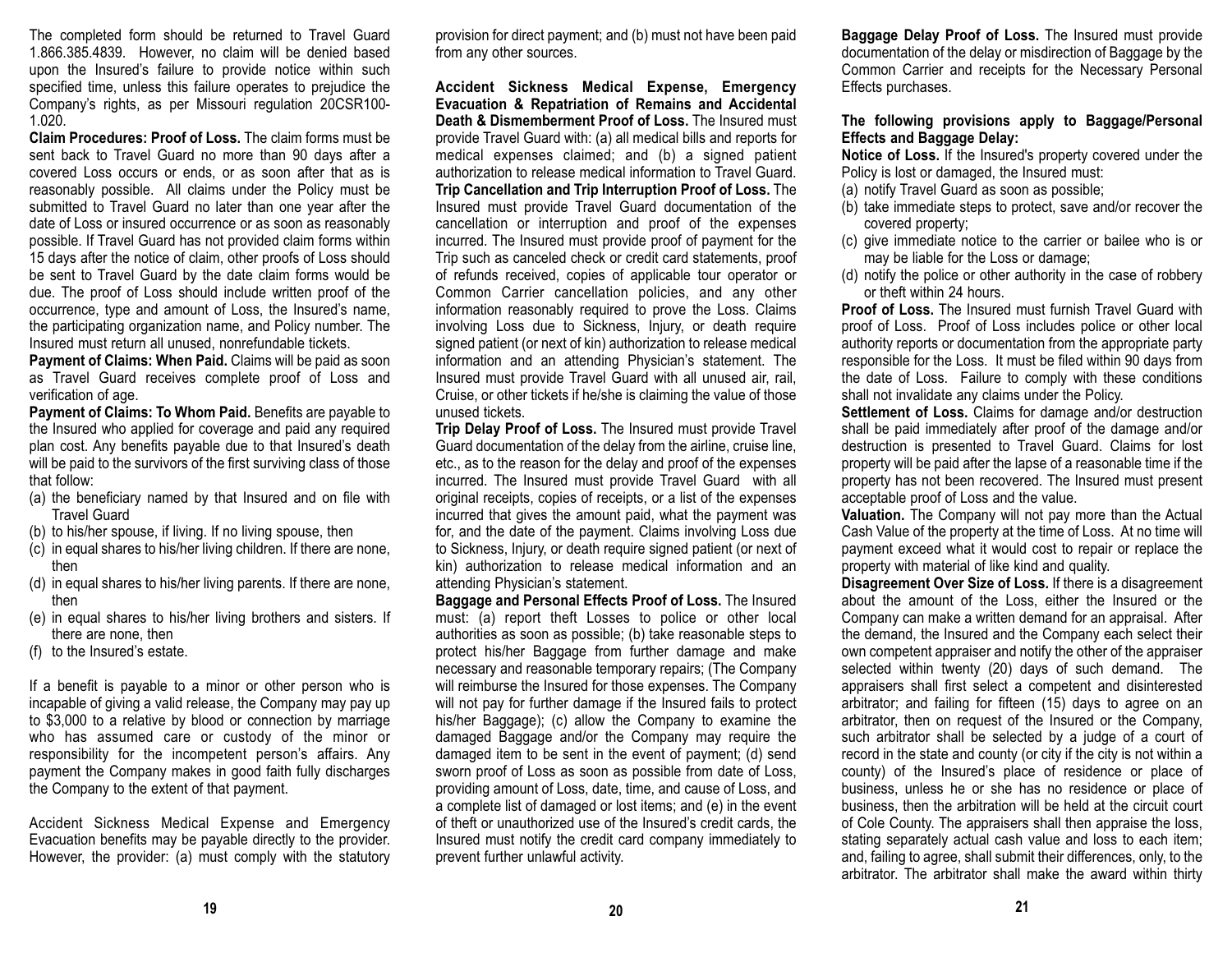The completed form should be returned to Travel Guard 1.866.385.4839. However, no claim will be denied based upon the Insured's failure to provide notice within such specified time, unless this failure operates to prejudice the Company's rights, as per Missouri regulation 20CSR100-1.020.

**Claim Procedures: Proof of Loss.** The claim forms must be sent back to Travel Guard no more than 90 days after a covered Loss occurs or ends, or as soon after that as is reasonably possible. All claims under the Policy must be submitted to Travel Guard no later than one year after the date of Loss or insured occurrence or as soon as reasonably possible. If Travel Guard has not provided claim forms within 15 days after the notice of claim, other proofs of Loss should be sent to Travel Guard by the date claim forms would be due. The proof of Loss should include written proof of the occurrence, type and amount of Loss, the Insured's name, the participating organization name, and Policy number. The Insured must return all unused, nonrefundable tickets.

**Payment of Claims: When Paid.** Claims will be paid as soon as Travel Guard receives complete proof of Loss and verification of age.

**Payment of Claims: To Whom Paid.** Benefits are payable to the Insured who applied for coverage and paid any required plan cost. Any benefits payable due to that Insured's death will be paid to the survivors of the first surviving class of those that follow:

(a) the beneficiary named by that Insured and on file with Travel Guard
(b) to his/her spouse, if living. If no living spouse, then
(c) in equal shares to his/her living children. If there are none, then
(d) in equal shares to his/her living parents. If there are none, then
(e) in equal shares to his/her living brothers and sisters. If there are none, then
(f) to the Insured's estate.

If a benefit is payable to a minor or other person who is incapable of giving a valid release, the Company may pay up to $3,000 to a relative by blood or connection by marriage who has assumed care or custody of the minor or responsibility for the incompetent person's affairs. Any payment the Company makes in good faith fully discharges the Company to the extent of that payment.

Accident Sickness Medical Expense and Emergency Evacuation benefits may be payable directly to the provider. However, the provider: (a) must comply with the statutory provision for direct payment; and (b) must not have been paid from any other sources.

**Accident Sickness Medical Expense, Emergency Evacuation & Repatriation of Remains and Accidental Death & Dismemberment Proof of Loss.** The Insured must provide Travel Guard with: (a) all medical bills and reports for medical expenses claimed; and (b) a signed patient authorization to release medical information to Travel Guard.

**Trip Cancellation and Trip Interruption Proof of Loss.** The Insured must provide Travel Guard documentation of the cancellation or interruption and proof of the expenses incurred. The Insured must provide proof of payment for the Trip such as canceled check or credit card statements, proof of refunds received, copies of applicable tour operator or Common Carrier cancellation policies, and any other information reasonably required to prove the Loss. Claims involving Loss due to Sickness, Injury, or death require signed patient (or next of kin) authorization to release medical information and an attending Physician's statement. The Insured must provide Travel Guard with all unused air, rail, Cruise, or other tickets if he/she is claiming the value of those unused tickets.

**Trip Delay Proof of Loss.** The Insured must provide Travel Guard documentation of the delay from the airline, cruise line, etc., as to the reason for the delay and proof of the expenses incurred. The Insured must provide Travel Guard with all original receipts, copies of receipts, or a list of the expenses incurred that gives the amount paid, what the payment was for, and the date of the payment. Claims involving Loss due to Sickness, Injury, or death require signed patient (or next of kin) authorization to release medical information and an attending Physician's statement.

**Baggage and Personal Effects Proof of Loss.** The Insured must: (a) report theft Losses to police or other local authorities as soon as possible; (b) take reasonable steps to protect his/her Baggage from further damage and make necessary and reasonable temporary repairs; (The Company will reimburse the Insured for those expenses. The Company will not pay for further damage if the Insured fails to protect his/her Baggage); (c) allow the Company to examine the damaged Baggage and/or the Company may require the damaged item to be sent in the event of payment; (d) send sworn proof of Loss as soon as possible from date of Loss, providing amount of Loss, date, time, and cause of Loss, and a complete list of damaged or lost items; and (e) in the event of theft or unauthorized use of the Insured's credit cards, the Insured must notify the credit card company immediately to prevent further unlawful activity.

**Baggage Delay Proof of Loss.** The Insured must provide documentation of the delay or misdirection of Baggage by the Common Carrier and receipts for the Necessary Personal Effects purchases.

**The following provisions apply to Baggage/Personal Effects and Baggage Delay:**

**Notice of Loss.** If the Insured's property covered under the Policy is lost or damaged, the Insured must:

(a) notify Travel Guard as soon as possible;
(b) take immediate steps to protect, save and/or recover the covered property;
(c) give immediate notice to the carrier or bailee who is or may be liable for the Loss or damage;
(d) notify the police or other authority in the case of robbery or theft within 24 hours.

**Proof of Loss.** The Insured must furnish Travel Guard with proof of Loss. Proof of Loss includes police or other local authority reports or documentation from the appropriate party responsible for the Loss. It must be filed within 90 days from the date of Loss. Failure to comply with these conditions shall not invalidate any claims under the Policy.

**Settlement of Loss.** Claims for damage and/or destruction shall be paid immediately after proof of the damage and/or destruction is presented to Travel Guard. Claims for lost property will be paid after the lapse of a reasonable time if the property has not been recovered. The Insured must present acceptable proof of Loss and the value.

**Valuation.** The Company will not pay more than the Actual Cash Value of the property at the time of Loss. At no time will payment exceed what it would cost to repair or replace the property with material of like kind and quality.

**Disagreement Over Size of Loss.** If there is a disagreement about the amount of the Loss, either the Insured or the Company can make a written demand for an appraisal. After the demand, the Insured and the Company each select their own competent appraiser and notify the other of the appraiser selected within twenty (20) days of such demand. The appraisers shall first select a competent and disinterested arbitrator; and failing for fifteen (15) days to agree on an arbitrator, then on request of the Insured or the Company, such arbitrator shall be selected by a judge of a court of record in the state and county (or city if the city is not within a county) of the Insured's place of residence or place of business, unless he or she has no residence or place of business, then the arbitration will be held at the circuit court of Cole County. The appraisers shall then appraise the loss, stating separately actual cash value and loss to each item; and, failing to agree, shall submit their differences, only, to the arbitrator. The arbitrator shall make the award within thirty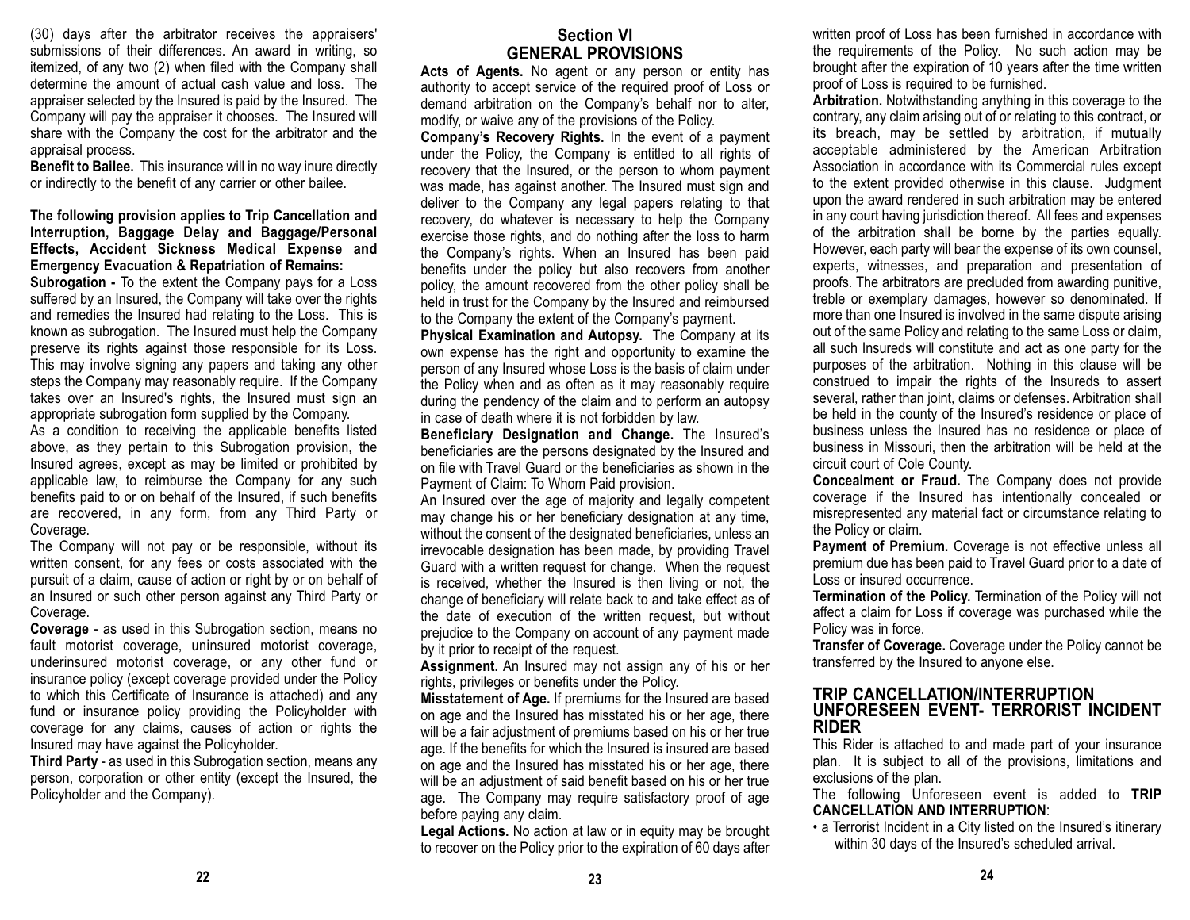(30) days after the arbitrator receives the appraisers' submissions of their differences. An award in writing, so itemized, of any two (2) when filed with the Company shall determine the amount of actual cash value and loss. The appraiser selected by the Insured is paid by the Insured. The Company will pay the appraiser it chooses. The Insured will share with the Company the cost for the arbitrator and the appraisal process.

**Benefit to Bailee.** This insurance will in no way inure directly or indirectly to the benefit of any carrier or other bailee.

**The following provision applies to Trip Cancellation and Interruption, Baggage Delay and Baggage/Personal Effects, Accident Sickness Medical Expense and Emergency Evacuation & Repatriation of Remains:**

**Subrogation -** To the extent the Company pays for a Loss suffered by an Insured, the Company will take over the rights and remedies the Insured had relating to the Loss. This is known as subrogation. The Insured must help the Company preserve its rights against those responsible for its Loss. This may involve signing any papers and taking any other steps the Company may reasonably require. If the Company takes over an Insured's rights, the Insured must sign an appropriate subrogation form supplied by the Company.

As a condition to receiving the applicable benefits listed above, as they pertain to this Subrogation provision, the Insured agrees, except as may be limited or prohibited by applicable law, to reimburse the Company for any such benefits paid to or on behalf of the Insured, if such benefits are recovered, in any form, from any Third Party or Coverage.

The Company will not pay or be responsible, without its written consent, for any fees or costs associated with the pursuit of a claim, cause of action or right by or on behalf of an Insured or such other person against any Third Party or Coverage.

**Coverage** - as used in this Subrogation section, means no fault motorist coverage, uninsured motorist coverage, underinsured motorist coverage, or any other fund or insurance policy (except coverage provided under the Policy to which this Certificate of Insurance is attached) and any fund or insurance policy providing the Policyholder with coverage for any claims, causes of action or rights the Insured may have against the Policyholder.

**Third Party** - as used in this Subrogation section, means any person, corporation or other entity (except the Insured, the Policyholder and the Company).

## Section VI
## GENERAL PROVISIONS

**Acts of Agents.** No agent or any person or entity has authority to accept service of the required proof of Loss or demand arbitration on the Company's behalf nor to alter, modify, or waive any of the provisions of the Policy.

**Company's Recovery Rights.** In the event of a payment under the Policy, the Company is entitled to all rights of recovery that the Insured, or the person to whom payment was made, has against another. The Insured must sign and deliver to the Company any legal papers relating to that recovery, do whatever is necessary to help the Company exercise those rights, and do nothing after the loss to harm the Company's rights. When an Insured has been paid benefits under the policy but also recovers from another policy, the amount recovered from the other policy shall be held in trust for the Company by the Insured and reimbursed to the Company the extent of the Company's payment.

**Physical Examination and Autopsy.** The Company at its own expense has the right and opportunity to examine the person of any Insured whose Loss is the basis of claim under the Policy when and as often as it may reasonably require during the pendency of the claim and to perform an autopsy in case of death where it is not forbidden by law.

**Beneficiary Designation and Change.** The Insured's beneficiaries are the persons designated by the Insured and on file with Travel Guard or the beneficiaries as shown in the Payment of Claim: To Whom Paid provision.

An Insured over the age of majority and legally competent may change his or her beneficiary designation at any time, without the consent of the designated beneficiaries, unless an irrevocable designation has been made, by providing Travel Guard with a written request for change. When the request is received, whether the Insured is then living or not, the change of beneficiary will relate back to and take effect as of the date of execution of the written request, but without prejudice to the Company on account of any payment made by it prior to receipt of the request.

**Assignment.** An Insured may not assign any of his or her rights, privileges or benefits under the Policy.

**Misstatement of Age.** If premiums for the Insured are based on age and the Insured has misstated his or her age, there will be a fair adjustment of premiums based on his or her true age. If the benefits for which the Insured is insured are based on age and the Insured has misstated his or her age, there will be an adjustment of said benefit based on his or her true age. The Company may require satisfactory proof of age before paying any claim.

**Legal Actions.** No action at law or in equity may be brought to recover on the Policy prior to the expiration of 60 days after written proof of Loss has been furnished in accordance with the requirements of the Policy. No such action may be brought after the expiration of 10 years after the time written proof of Loss is required to be furnished.

**Arbitration.** Notwithstanding anything in this coverage to the contrary, any claim arising out of or relating to this contract, or its breach, may be settled by arbitration, if mutually acceptable administered by the American Arbitration Association in accordance with its Commercial rules except to the extent provided otherwise in this clause. Judgment upon the award rendered in such arbitration may be entered in any court having jurisdiction thereof. All fees and expenses of the arbitration shall be borne by the parties equally. However, each party will bear the expense of its own counsel, experts, witnesses, and preparation and presentation of proofs. The arbitrators are precluded from awarding punitive, treble or exemplary damages, however so denominated. If more than one Insured is involved in the same dispute arising out of the same Policy and relating to the same Loss or claim, all such Insureds will constitute and act as one party for the purposes of the arbitration. Nothing in this clause will be construed to impair the rights of the Insureds to assert several, rather than joint, claims or defenses. Arbitration shall be held in the county of the Insured's residence or place of business unless the Insured has no residence or place of business in Missouri, then the arbitration will be held at the circuit court of Cole County.

**Concealment or Fraud.** The Company does not provide coverage if the Insured has intentionally concealed or misrepresented any material fact or circumstance relating to the Policy or claim.

**Payment of Premium.** Coverage is not effective unless all premium due has been paid to Travel Guard prior to a date of Loss or insured occurrence.

**Termination of the Policy.** Termination of the Policy will not affect a claim for Loss if coverage was purchased while the Policy was in force.

**Transfer of Coverage.** Coverage under the Policy cannot be transferred by the Insured to anyone else.

## TRIP CANCELLATION/INTERRUPTION UNFORESEEN EVENT- TERRORIST INCIDENT RIDER

This Rider is attached to and made part of your insurance plan. It is subject to all of the provisions, limitations and exclusions of the plan.

The following Unforeseen event is added to **TRIP CANCELLATION AND INTERRUPTION**:

- a Terrorist Incident in a City listed on the Insured's itinerary within 30 days of the Insured's scheduled arrival.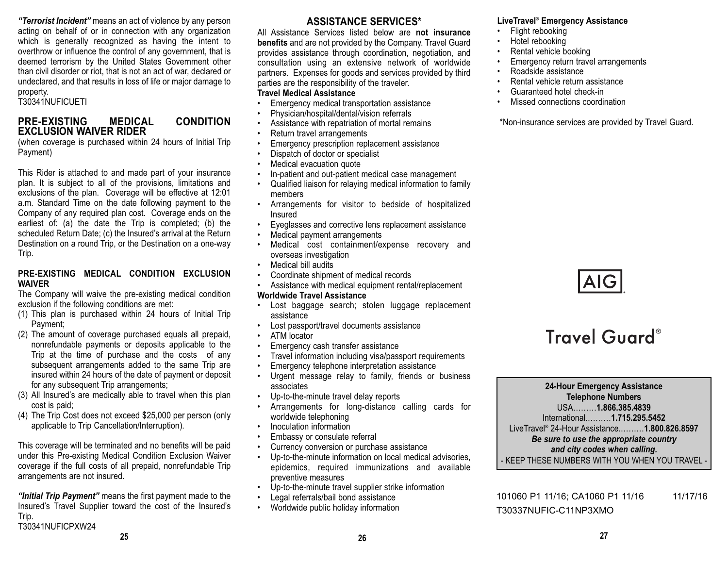*"Terrorist Incident"* means an act of violence by any person acting on behalf of or in connection with any organization which is generally recognized as having the intent to overthrow or influence the control of any government, that is deemed terrorism by the United States Government other than civil disorder or riot, that is not an act of war, declared or undeclared, and that results in loss of life or major damage to property.
T30341NUFICUETI

## PRE-EXISTING MEDICAL CONDITION EXCLUSION WAIVER RIDER

(when coverage is purchased within 24 hours of Initial Trip Payment)

This Rider is attached to and made part of your insurance plan. It is subject to all of the provisions, limitations and exclusions of the plan. Coverage will be effective at 12:01 a.m. Standard Time on the date following payment to the Company of any required plan cost. Coverage ends on the earliest of: (a) the date the Trip is completed; (b) the scheduled Return Date; (c) the Insured's arrival at the Return Destination on a round Trip, or the Destination on a one-way Trip.

### PRE-EXISTING MEDICAL CONDITION EXCLUSION WAIVER

The Company will waive the pre-existing medical condition exclusion if the following conditions are met:

(1) This plan is purchased within 24 hours of Initial Trip Payment;
(2) The amount of coverage purchased equals all prepaid, nonrefundable payments or deposits applicable to the Trip at the time of purchase and the costs of any subsequent arrangements added to the same Trip are insured within 24 hours of the date of payment or deposit for any subsequent Trip arrangements;
(3) All Insured's are medically able to travel when this plan cost is paid;
(4) The Trip Cost does not exceed $25,000 per person (only applicable to Trip Cancellation/Interruption).

This coverage will be terminated and no benefits will be paid under this Pre-existing Medical Condition Exclusion Waiver coverage if the full costs of all prepaid, nonrefundable Trip arrangements are not insured.

*"Initial Trip Payment"* means the first payment made to the Insured's Travel Supplier toward the cost of the Insured's Trip.
T30341NUFICPXW24

## ASSISTANCE SERVICES*

All Assistance Services listed below are **not insurance benefits** and are not provided by the Company. Travel Guard provides assistance through coordination, negotiation, and consultation using an extensive network of worldwide partners. Expenses for goods and services provided by third parties are the responsibility of the traveler.

**Travel Medical Assistance**

- Emergency medical transportation assistance
- Physician/hospital/dental/vision referrals
- Assistance with repatriation of mortal remains
- Return travel arrangements
- Emergency prescription replacement assistance
- Dispatch of doctor or specialist
- Medical evacuation quote
- In-patient and out-patient medical case management
- Qualified liaison for relaying medical information to family members
- Arrangements for visitor to bedside of hospitalized Insured
- Eyeglasses and corrective lens replacement assistance
- Medical payment arrangements
- Medical cost containment/expense recovery and overseas investigation
- Medical bill audits
- Coordinate shipment of medical records
- Assistance with medical equipment rental/replacement

**Worldwide Travel Assistance**

- Lost baggage search; stolen luggage replacement assistance
- Lost passport/travel documents assistance
- ATM locator
- Emergency cash transfer assistance
- Travel information including visa/passport requirements
- Emergency telephone interpretation assistance
- Urgent message relay to family, friends or business associates
- Up-to-the-minute travel delay reports
- Arrangements for long-distance calling cards for worldwide telephoning
- Inoculation information
- Embassy or consulate referral
- Currency conversion or purchase assistance
- Up-to-the-minute information on local medical advisories, epidemics, required immunizations and available preventive measures
- Up-to-the-minute travel supplier strike information
- Legal referrals/bail bond assistance
- Worldwide public holiday information

**LiveTravel® Emergency Assistance**

- Flight rebooking
- Hotel rebooking
- Rental vehicle booking
- Emergency return travel arrangements
- Roadside assistance
- Rental vehicle return assistance
- Guaranteed hotel check-in
- Missed connections coordination

*Non-insurance services are provided by Travel Guard.

AIG

Travel Guard®

**24-Hour Emergency Assistance Telephone Numbers**
USA………**1.866.385.4839**
International………**1.715.295.5452**
LiveTravel® 24-Hour Assistance………**1.800.826.8597**
***Be sure to use the appropriate country and city codes when calling.***
- KEEP THESE NUMBERS WITH YOU WHEN YOU TRAVEL -

101060 P1 11/16; CA1060 P1 11/16 11/17/16
T30337NUFIC-C11NP3XMO